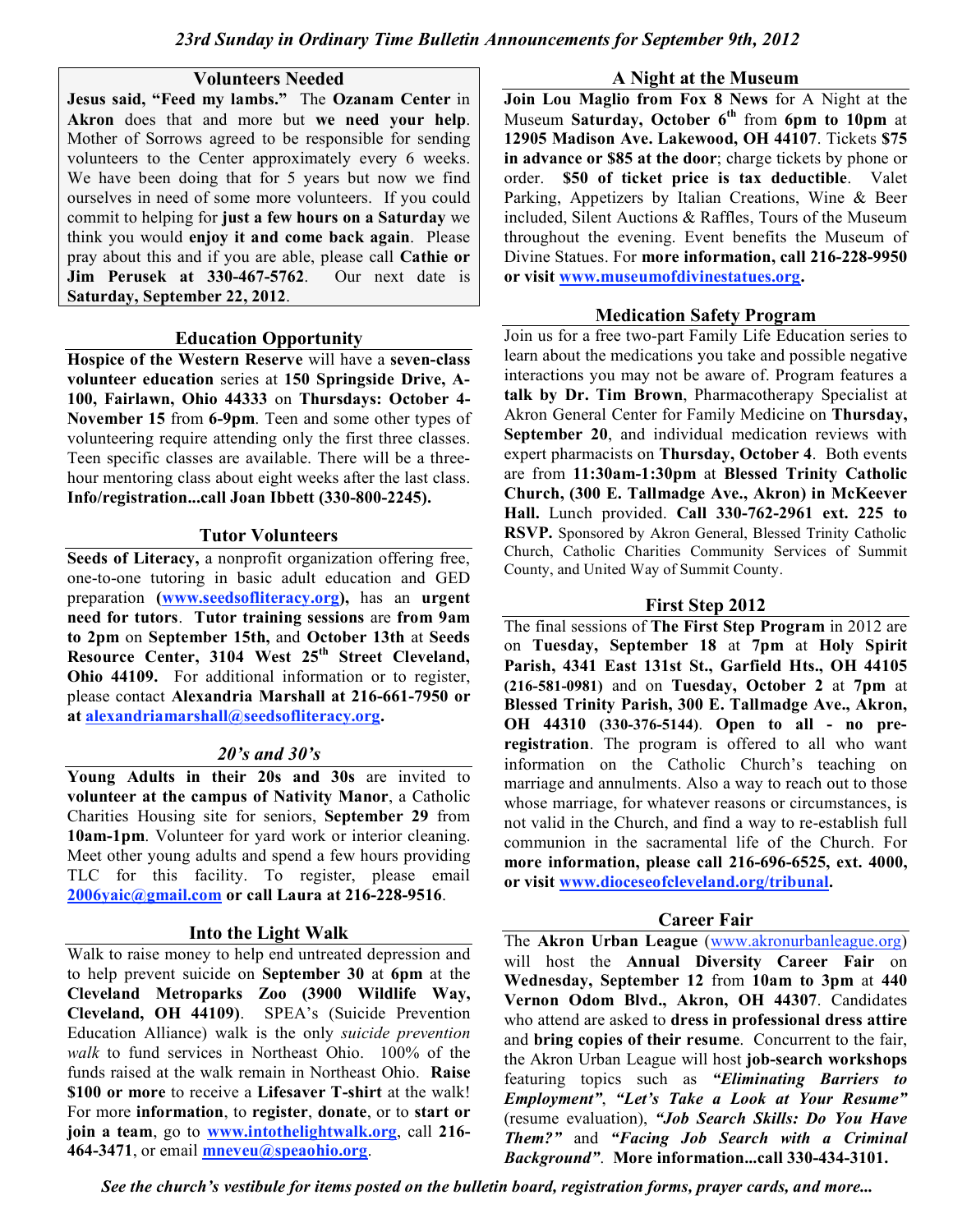*23rd Sunday in Ordinary Time Bulletin Announcements for September 9th, 2012*

## Volunteers Needed

**Jesus said, "Feed my lambs."** The **Ozanam Center** in **Akron** does that and more but **we need your help**. Mother of Sorrows agreed to be responsible for sending volunteers to the Center approximately every 6 weeks. We have been doing that for 5 years but now we find ourselves in need of some more volunteers. If you could commit to helping for **just a few hours on a Saturday** we think you would **enjoy it and come back again**. Please pray about this and if you are able, please call **Cathie or Jim Perusek at 330-467-5762**. Our next date is **Saturday, September 22, 2012**.

## Education Opportunity

**Hospice of the Western Reserve** will have a **seven-class volunteer education** series at **150 Springside Drive, A-100, Fairlawn, Ohio 44333** on **Thursdays: October 4-November 15** from **6-9pm**. Teen and some other types of volunteering require attending only the first three classes. Teen specific classes are available. There will be a three-hour mentoring class about eight weeks after the last class. **Info/registration...call Joan Ibbett (330-800-2245).**

## Tutor Volunteers

**Seeds of Literacy,** a nonprofit organization offering free, one-to-one tutoring in basic adult education and GED preparation **(www.seedsofliteracy.org),** has an **urgent need for tutors**. **Tutor training sessions** are **from 9am to 2pm** on **September 15th,** and **October 13th** at **Seeds Resource Center, 3104 West 25th Street Cleveland, Ohio 44109.** For additional information or to register, please contact **Alexandria Marshall at 216-661-7950 or at alexandriamarshall@seedsofliteracy.org.**

## *20's and 30's*

**Young Adults in their 20s and 30s** are invited to **volunteer at the campus of Nativity Manor**, a Catholic Charities Housing site for seniors, **September 29** from **10am-1pm**. Volunteer for yard work or interior cleaning. Meet other young adults and spend a few hours providing TLC for this facility. To register, please email **2006yaic@gmail.com or call Laura at 216-228-9516**.

## Into the Light Walk

Walk to raise money to help end untreated depression and to help prevent suicide on **September 30** at **6pm** at the **Cleveland Metroparks Zoo (3900 Wildlife Way, Cleveland, OH 44109)**. SPEA's (Suicide Prevention Education Alliance) walk is the only *suicide prevention walk* to fund services in Northeast Ohio. 100% of the funds raised at the walk remain in Northeast Ohio. **Raise $100 or more** to receive a **Lifesaver T-shirt** at the walk! For more **information**, to **register**, **donate**, or to **start or join a team**, go to **www.intothelightwalk.org**, call **216-464-3471**, or email **mneveu@speaohio.org**.

## A Night at the Museum

**Join Lou Maglio from Fox 8 News** for A Night at the Museum **Saturday, October 6th** from **6pm to 10pm** at **12905 Madison Ave. Lakewood, OH 44107**. Tickets **$75 in advance or $85 at the door**; charge tickets by phone or order. **$50 of ticket price is tax deductible**. Valet Parking, Appetizers by Italian Creations, Wine & Beer included, Silent Auctions & Raffles, Tours of the Museum throughout the evening. Event benefits the Museum of Divine Statues. For **more information, call 216-228-9950 or visit www.museumofdivinestatues.org.**

## Medication Safety Program

Join us for a free two-part Family Life Education series to learn about the medications you take and possible negative interactions you may not be aware of. Program features a **talk by Dr. Tim Brown**, Pharmacotherapy Specialist at Akron General Center for Family Medicine on **Thursday, September 20**, and individual medication reviews with expert pharmacists on **Thursday, October 4**. Both events are from **11:30am-1:30pm** at **Blessed Trinity Catholic Church, (300 E. Tallmadge Ave., Akron) in McKeever Hall.** Lunch provided. **Call 330-762-2961 ext. 225 to RSVP.** Sponsored by Akron General, Blessed Trinity Catholic Church, Catholic Charities Community Services of Summit County, and United Way of Summit County.

## First Step 2012

The final sessions of **The First Step Program** in 2012 are on **Tuesday, September 18** at **7pm** at **Holy Spirit Parish, 4341 East 131st St., Garfield Hts., OH 44105 (216-581-0981)** and on **Tuesday, October 2** at **7pm** at **Blessed Trinity Parish, 300 E. Tallmadge Ave., Akron, OH 44310 (330-376-5144)**. **Open to all - no pre-registration**. The program is offered to all who want information on the Catholic Church's teaching on marriage and annulments. Also a way to reach out to those whose marriage, for whatever reasons or circumstances, is not valid in the Church, and find a way to re-establish full communion in the sacramental life of the Church. For **more information, please call 216-696-6525, ext. 4000, or visit www.dioceseofcleveland.org/tribunal.**

## Career Fair

The **Akron Urban League** (www.akronurbanleague.org) will host the **Annual Diversity Career Fair** on **Wednesday, September 12** from **10am to 3pm** at **440 Vernon Odom Blvd., Akron, OH 44307**. Candidates who attend are asked to **dress in professional dress attire** and **bring copies of their resume**. Concurrent to the fair, the Akron Urban League will host **job-search workshops** featuring topics such as ***"Eliminating Barriers to Employment"***, ***"Let's Take a Look at Your Resume"*** (resume evaluation), ***"Job Search Skills: Do You Have Them?"*** and ***"Facing Job Search with a Criminal Background"***. **More information...call 330-434-3101.**

***See the church's vestibule for items posted on the bulletin board, registration forms, prayer cards, and more...***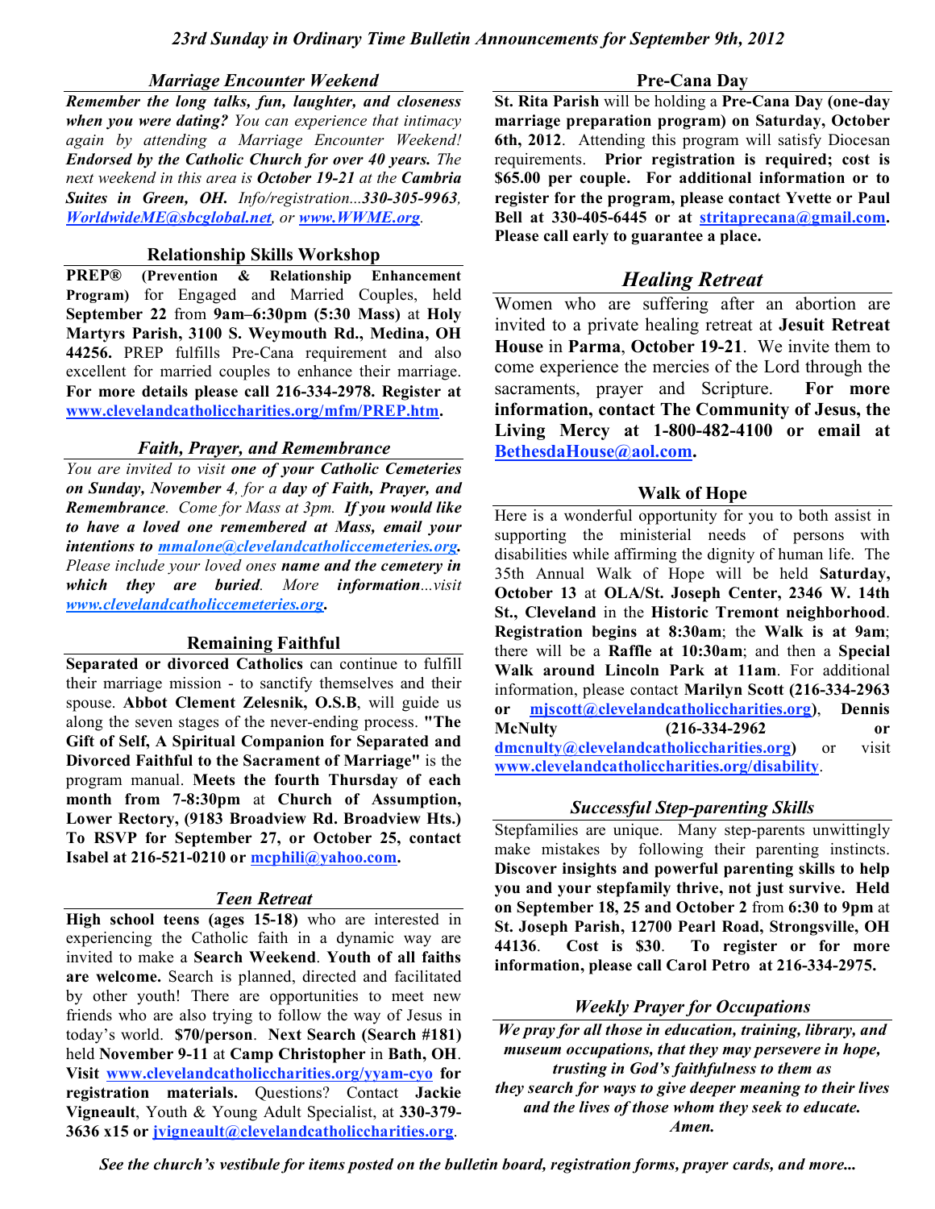*23rd Sunday in Ordinary Time Bulletin Announcements for September 9th, 2012*

### *Marriage Encounter Weekend*

***Remember the long talks, fun, laughter, and closeness when you were dating?*** *You can experience that intimacy again by attending a Marriage Encounter Weekend!* ***Endorsed by the Catholic Church for over 40 years.*** *The next weekend in this area is* ***October 19-21*** *at the* ***Cambria Suites in Green, OH.*** *Info/registration...****330-305-9963****,* ***WorldwideME@sbcglobal.net****, or* ***www.WWME.org****.*

### Relationship Skills Workshop

**PREP® (Prevention & Relationship Enhancement Program)** for Engaged and Married Couples, held **September 22** from **9am–6:30pm (5:30 Mass)** at **Holy Martyrs Parish, 3100 S. Weymouth Rd., Medina, OH 44256.** PREP fulfills Pre-Cana requirement and also excellent for married couples to enhance their marriage. **For more details please call 216-334-2978. Register at www.clevelandcatholiccharities.org/mfm/PREP.htm.**

### *Faith, Prayer, and Remembrance*

*You are invited to visit* ***one of your Catholic Cemeteries on Sunday, November 4****, for a* ***day of Faith, Prayer, and Remembrance****. Come for Mass at 3pm.* ***If you would like to have a loved one remembered at Mass, email your intentions to mmalone@clevelandcatholiccemeteries.org.*** *Please include your loved ones* ***name and the cemetery*** *in which they are buried. More* ***information****...visit* ***www.clevelandcatholiccemeteries.org****.*

### Remaining Faithful

**Separated or divorced Catholics** can continue to fulfill their marriage mission - to sanctify themselves and their spouse. **Abbot Clement Zelesnik, O.S.B**, will guide us along the seven stages of the never-ending process. **"The Gift of Self, A Spiritual Companion for Separated and Divorced Faithful to the Sacrament of Marriage"** is the program manual. **Meets the fourth Thursday of each month from 7-8:30pm** at **Church of Assumption, Lower Rectory, (9183 Broadview Rd. Broadview Hts.) To RSVP for September 27, or October 25, contact Isabel at 216-521-0210 or mcphili@yahoo.com.**

### *Teen Retreat*

**High school teens (ages 15-18)** who are interested in experiencing the Catholic faith in a dynamic way are invited to make a **Search Weekend**. **Youth of all faiths are welcome.** Search is planned, directed and facilitated by other youth! There are opportunities to meet new friends who are also trying to follow the way of Jesus in today's world. **$70/person**. **Next Search (Search #181)** held **November 9-11** at **Camp Christopher** in **Bath, OH**. **Visit www.clevelandcatholiccharities.org/yyam-cyo for registration materials.** Questions? Contact **Jackie Vigneault**, Youth & Young Adult Specialist, at **330-379-3636 x15 or jvigneault@clevelandcatholiccharities.org**.

### Pre-Cana Day

**St. Rita Parish** will be holding a **Pre-Cana Day (one-day marriage preparation program) on Saturday, October 6th, 2012**. Attending this program will satisfy Diocesan requirements. **Prior registration is required; cost is $65.00 per couple. For additional information or to register for the program, please contact Yvette or Paul Bell at 330-405-6445 or at stritaprecana@gmail.com. Please call early to guarantee a place.**

## *Healing Retreat*

Women who are suffering after an abortion are invited to a private healing retreat at **Jesuit Retreat House** in **Parma**, **October 19-21**. We invite them to come experience the mercies of the Lord through the sacraments, prayer and Scripture. **For more information, contact The Community of Jesus, the Living Mercy at 1-800-482-4100 or email at BethesdaHouse@aol.com.**

### Walk of Hope

Here is a wonderful opportunity for you to both assist in supporting the ministerial needs of persons with disabilities while affirming the dignity of human life. The 35th Annual Walk of Hope will be held **Saturday, October 13** at **OLA/St. Joseph Center, 2346 W. 14th St., Cleveland** in the **Historic Tremont neighborhood**. **Registration begins at 8:30am**; the **Walk is at 9am**; there will be a **Raffle at 10:30am**; and then a **Special Walk around Lincoln Park at 11am**. For additional information, please contact **Marilyn Scott (216-334-2963 or mjscott@clevelandcatholiccharities.org)**, **Dennis McNulty (216-334-2962 or dmcnulty@clevelandcatholiccharities.org)** or visit **www.clevelandcatholiccharities.org/disability**.

### *Successful Step-parenting Skills*

Stepfamilies are unique. Many step-parents unwittingly make mistakes by following their parenting instincts. **Discover insights and powerful parenting skills to help you and your stepfamily thrive, not just survive. Held on September 18, 25 and October 2** from **6:30 to 9pm** at **St. Joseph Parish, 12700 Pearl Road, Strongsville, OH 44136**. **Cost is $30**. **To register or for more information, please call Carol Petro at 216-334-2975.**

### *Weekly Prayer for Occupations*

***We pray for all those in education, training, library, and museum occupations, that they may persevere in hope, trusting in God's faithfulness to them as they search for ways to give deeper meaning to their lives and the lives of those whom they seek to educate. Amen.***

***See the church's vestibule for items posted on the bulletin board, registration forms, prayer cards, and more...***